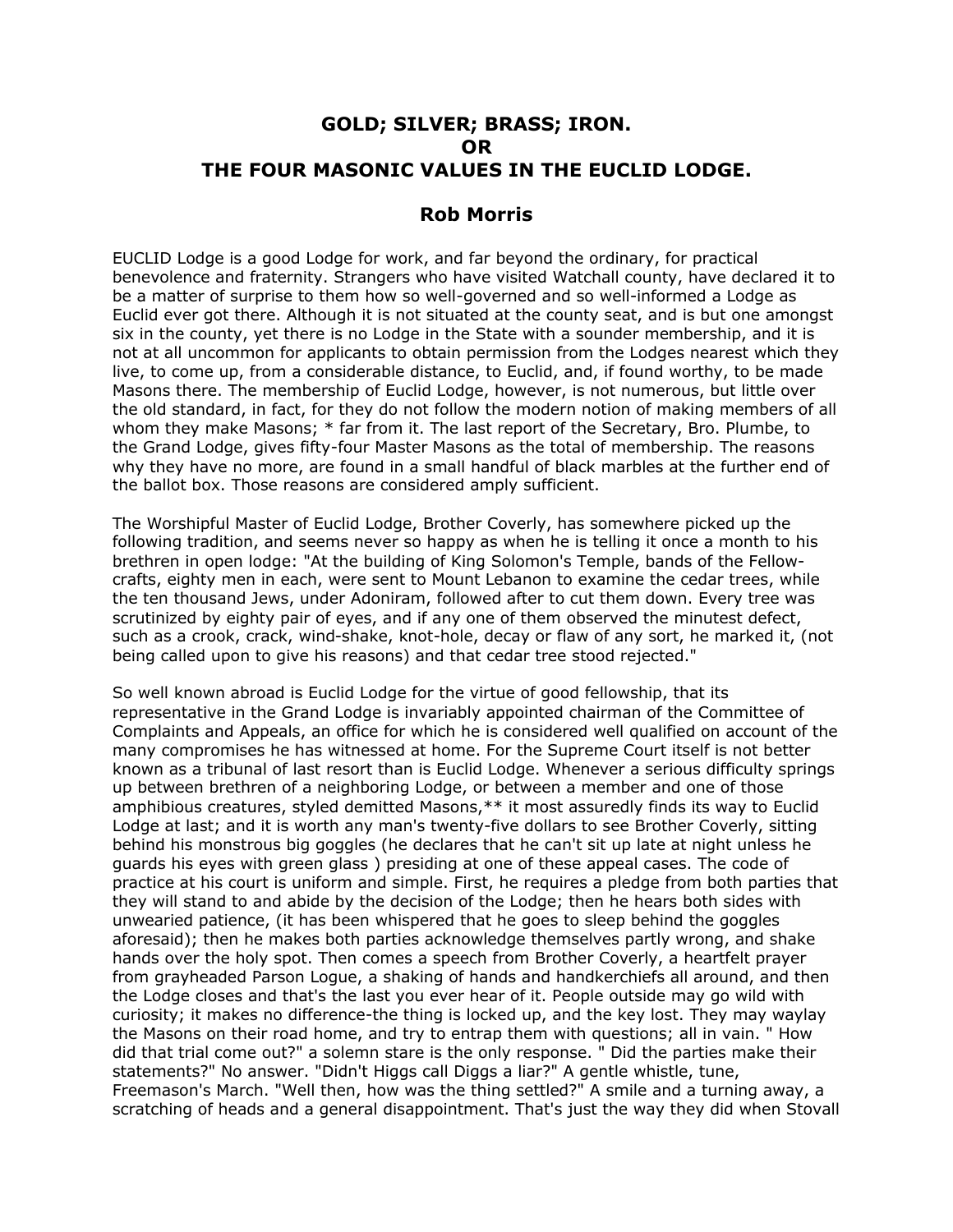# GOLD; SILVER; BRASS; IRON.
# OR
# THE FOUR MASONIC VALUES IN THE EUCLID LODGE.

## Rob Morris

EUCLID Lodge is a good Lodge for work, and far beyond the ordinary, for practical benevolence and fraternity. Strangers who have visited Watchall county, have declared it to be a matter of surprise to them how so well-governed and so well-informed a Lodge as Euclid ever got there. Although it is not situated at the county seat, and is but one amongst six in the county, yet there is no Lodge in the State with a sounder membership, and it is not at all uncommon for applicants to obtain permission from the Lodges nearest which they live, to come up, from a considerable distance, to Euclid, and, if found worthy, to be made Masons there. The membership of Euclid Lodge, however, is not numerous, but little over the old standard, in fact, for they do not follow the modern notion of making members of all whom they make Masons; * far from it. The last report of the Secretary, Bro. Plumbe, to the Grand Lodge, gives fifty-four Master Masons as the total of membership. The reasons why they have no more, are found in a small handful of black marbles at the further end of the ballot box. Those reasons are considered amply sufficient.

The Worshipful Master of Euclid Lodge, Brother Coverly, has somewhere picked up the following tradition, and seems never so happy as when he is telling it once a month to his brethren in open lodge: "At the building of King Solomon's Temple, bands of the Fellow-crafts, eighty men in each, were sent to Mount Lebanon to examine the cedar trees, while the ten thousand Jews, under Adoniram, followed after to cut them down. Every tree was scrutinized by eighty pair of eyes, and if any one of them observed the minutest defect, such as a crook, crack, wind-shake, knot-hole, decay or flaw of any sort, he marked it, (not being called upon to give his reasons) and that cedar tree stood rejected."

So well known abroad is Euclid Lodge for the virtue of good fellowship, that its representative in the Grand Lodge is invariably appointed chairman of the Committee of Complaints and Appeals, an office for which he is considered well qualified on account of the many compromises he has witnessed at home. For the Supreme Court itself is not better known as a tribunal of last resort than is Euclid Lodge. Whenever a serious difficulty springs up between brethren of a neighboring Lodge, or between a member and one of those amphibious creatures, styled demitted Masons,** it most assuredly finds its way to Euclid Lodge at last; and it is worth any man's twenty-five dollars to see Brother Coverly, sitting behind his monstrous big goggles (he declares that he can't sit up late at night unless he guards his eyes with green glass ) presiding at one of these appeal cases. The code of practice at his court is uniform and simple. First, he requires a pledge from both parties that they will stand to and abide by the decision of the Lodge; then he hears both sides with unwearied patience, (it has been whispered that he goes to sleep behind the goggles aforesaid); then he makes both parties acknowledge themselves partly wrong, and shake hands over the holy spot. Then comes a speech from Brother Coverly, a heartfelt prayer from grayheaded Parson Logue, a shaking of hands and handkerchiefs all around, and then the Lodge closes and that's the last you ever hear of it. People outside may go wild with curiosity; it makes no difference-the thing is locked up, and the key lost. They may waylay the Masons on their road home, and try to entrap them with questions; all in vain. " How did that trial come out?" a solemn stare is the only response. " Did the parties make their statements?" No answer. "Didn't Higgs call Diggs a liar?" A gentle whistle, tune, Freemason's March. "Well then, how was the thing settled?" A smile and a turning away, a scratching of heads and a general disappointment. That's just the way they did when Stovall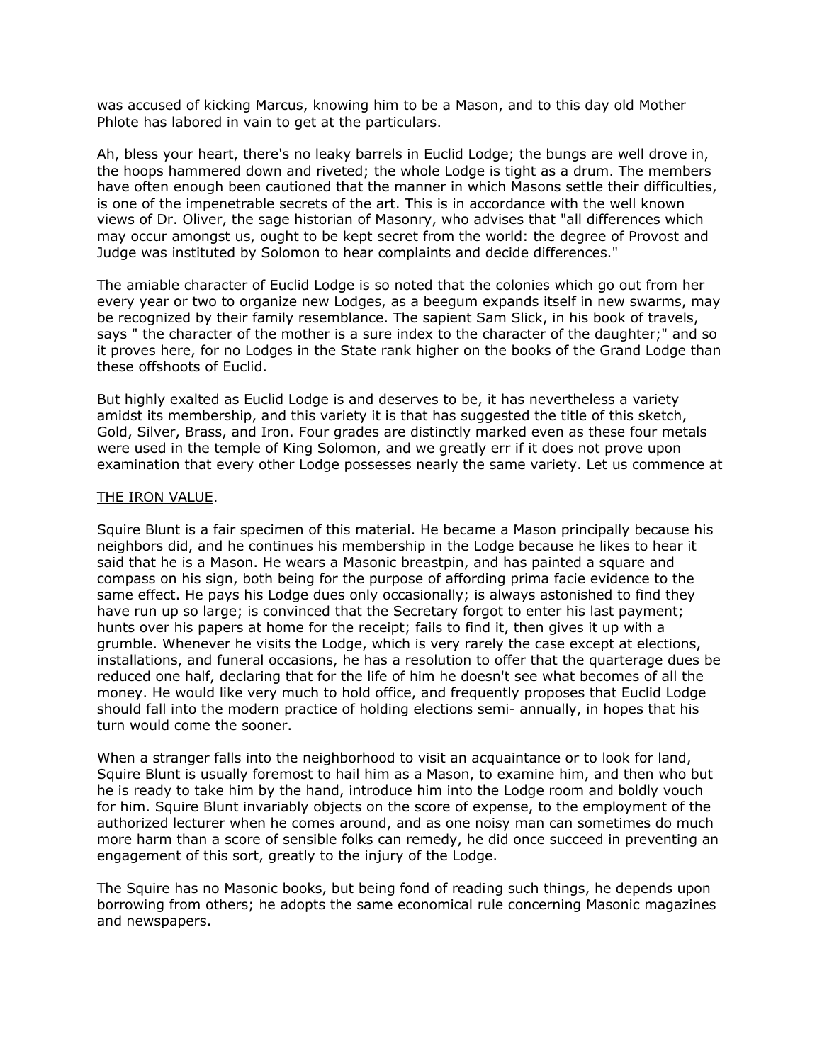was accused of kicking Marcus, knowing him to be a Mason, and to this day old Mother Phlote has labored in vain to get at the particulars.

Ah, bless your heart, there's no leaky barrels in Euclid Lodge; the bungs are well drove in, the hoops hammered down and riveted; the whole Lodge is tight as a drum. The members have often enough been cautioned that the manner in which Masons settle their difficulties, is one of the impenetrable secrets of the art. This is in accordance with the well known views of Dr. Oliver, the sage historian of Masonry, who advises that "all differences which may occur amongst us, ought to be kept secret from the world: the degree of Provost and Judge was instituted by Solomon to hear complaints and decide differences."

The amiable character of Euclid Lodge is so noted that the colonies which go out from her every year or two to organize new Lodges, as a beegum expands itself in new swarms, may be recognized by their family resemblance. The sapient Sam Slick, in his book of travels, says " the character of the mother is a sure index to the character of the daughter;" and so it proves here, for no Lodges in the State rank higher on the books of the Grand Lodge than these offshoots of Euclid.

But highly exalted as Euclid Lodge is and deserves to be, it has nevertheless a variety amidst its membership, and this variety it is that has suggested the title of this sketch, Gold, Silver, Brass, and Iron. Four grades are distinctly marked even as these four metals were used in the temple of King Solomon, and we greatly err if it does not prove upon examination that every other Lodge possesses nearly the same variety. Let us commence at

THE IRON VALUE.

Squire Blunt is a fair specimen of this material. He became a Mason principally because his neighbors did, and he continues his membership in the Lodge because he likes to hear it said that he is a Mason. He wears a Masonic breastpin, and has painted a square and compass on his sign, both being for the purpose of affording prima facie evidence to the same effect. He pays his Lodge dues only occasionally; is always astonished to find they have run up so large; is convinced that the Secretary forgot to enter his last payment; hunts over his papers at home for the receipt; fails to find it, then gives it up with a grumble. Whenever he visits the Lodge, which is very rarely the case except at elections, installations, and funeral occasions, he has a resolution to offer that the quarterage dues be reduced one half, declaring that for the life of him he doesn't see what becomes of all the money. He would like very much to hold office, and frequently proposes that Euclid Lodge should fall into the modern practice of holding elections semi- annually, in hopes that his turn would come the sooner.

When a stranger falls into the neighborhood to visit an acquaintance or to look for land, Squire Blunt is usually foremost to hail him as a Mason, to examine him, and then who but he is ready to take him by the hand, introduce him into the Lodge room and boldly vouch for him. Squire Blunt invariably objects on the score of expense, to the employment of the authorized lecturer when he comes around, and as one noisy man can sometimes do much more harm than a score of sensible folks can remedy, he did once succeed in preventing an engagement of this sort, greatly to the injury of the Lodge.

The Squire has no Masonic books, but being fond of reading such things, he depends upon borrowing from others; he adopts the same economical rule concerning Masonic magazines and newspapers.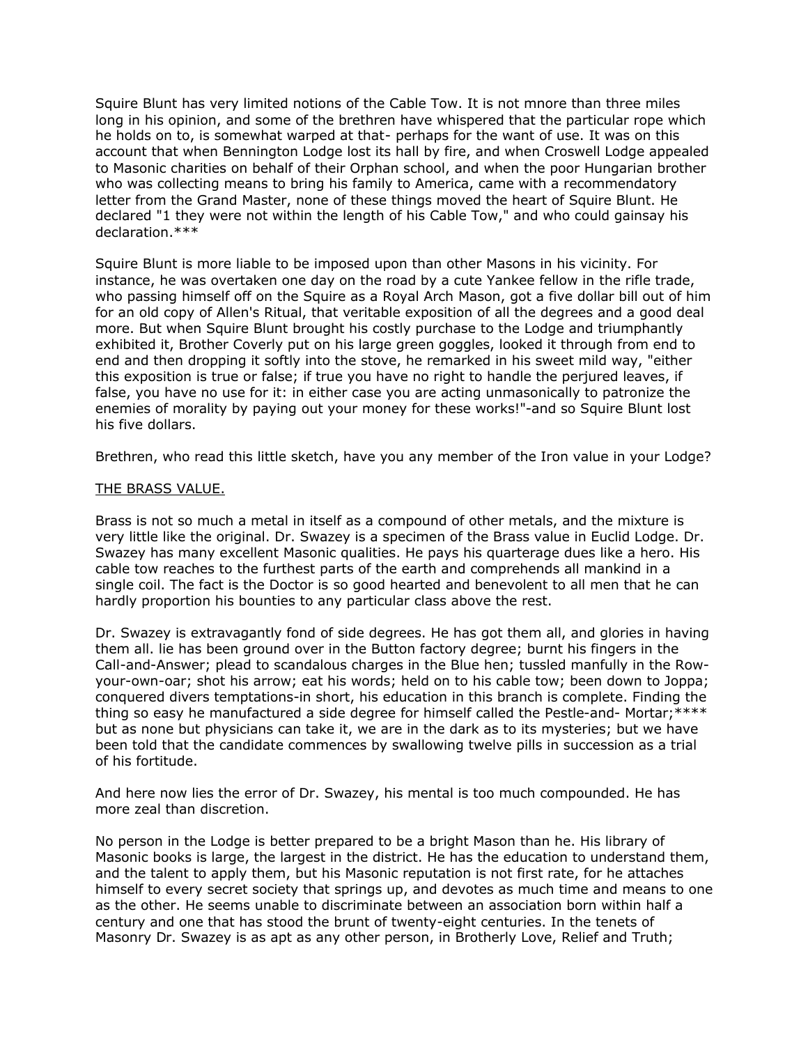Squire Blunt has very limited notions of the Cable Tow. It is not mnore than three miles long in his opinion, and some of the brethren have whispered that the particular rope which he holds on to, is somewhat warped at that- perhaps for the want of use. It was on this account that when Bennington Lodge lost its hall by fire, and when Croswell Lodge appealed to Masonic charities on behalf of their Orphan school, and when the poor Hungarian brother who was collecting means to bring his family to America, came with a recommendatory letter from the Grand Master, none of these things moved the heart of Squire Blunt. He declared "1 they were not within the length of his Cable Tow," and who could gainsay his declaration.***

Squire Blunt is more liable to be imposed upon than other Masons in his vicinity. For instance, he was overtaken one day on the road by a cute Yankee fellow in the rifle trade, who passing himself off on the Squire as a Royal Arch Mason, got a five dollar bill out of him for an old copy of Allen's Ritual, that veritable exposition of all the degrees and a good deal more. But when Squire Blunt brought his costly purchase to the Lodge and triumphantly exhibited it, Brother Coverly put on his large green goggles, looked it through from end to end and then dropping it softly into the stove, he remarked in his sweet mild way, "either this exposition is true or false; if true you have no right to handle the perjured leaves, if false, you have no use for it: in either case you are acting unmasonically to patronize the enemies of morality by paying out your money for these works!"-and so Squire Blunt lost his five dollars.

Brethren, who read this little sketch, have you any member of the Iron value in your Lodge?

<u>THE BRASS VALUE.</u>

Brass is not so much a metal in itself as a compound of other metals, and the mixture is very little like the original. Dr. Swazey is a specimen of the Brass value in Euclid Lodge. Dr. Swazey has many excellent Masonic qualities. He pays his quarterage dues like a hero. His cable tow reaches to the furthest parts of the earth and comprehends all mankind in a single coil. The fact is the Doctor is so good hearted and benevolent to all men that he can hardly proportion his bounties to any particular class above the rest.

Dr. Swazey is extravagantly fond of side degrees. He has got them all, and glories in having them all. Iie has been ground over in the Button factory degree; burnt his fingers in the Call-and-Answer; plead to scandalous charges in the Blue hen; tussled manfully in the Row-your-own-oar; shot his arrow; eat his words; held on to his cable tow; been down to Joppa; conquered divers temptations-in short, his education in this branch is complete. Finding the thing so easy he manufactured a side degree for himself called the Pestle-and- Mortar;**** but as none but physicians can take it, we are in the dark as to its mysteries; but we have been told that the candidate commences by swallowing twelve pills in succession as a trial of his fortitude.

And here now lies the error of Dr. Swazey, his mental is too much compounded. He has more zeal than discretion.

No person in the Lodge is better prepared to be a bright Mason than he. His library of Masonic books is large, the largest in the district. He has the education to understand them, and the talent to apply them, but his Masonic reputation is not first rate, for he attaches himself to every secret society that springs up, and devotes as much time and means to one as the other. He seems unable to discriminate between an association born within half a century and one that has stood the brunt of twenty-eight centuries. In the tenets of Masonry Dr. Swazey is as apt as any other person, in Brotherly Love, Relief and Truth;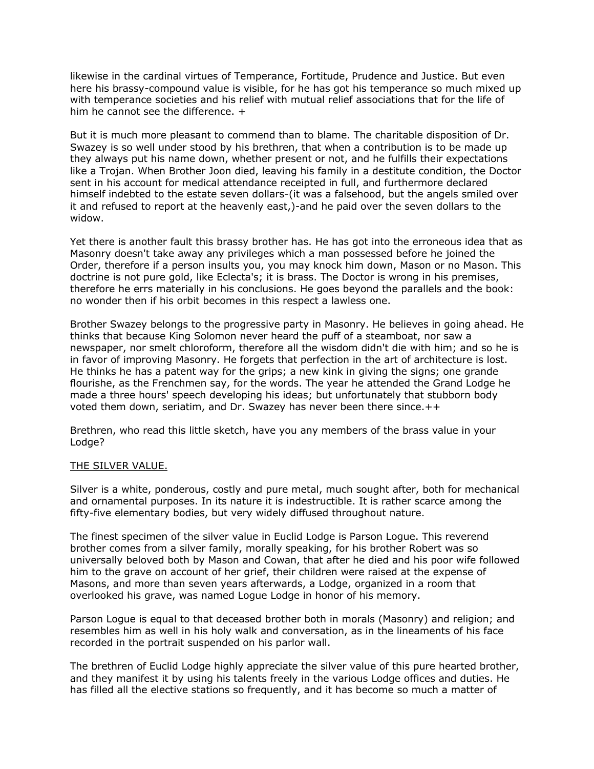likewise in the cardinal virtues of Temperance, Fortitude, Prudence and Justice. But even here his brassy-compound value is visible, for he has got his temperance so much mixed up with temperance societies and his relief with mutual relief associations that for the life of him he cannot see the difference. +

But it is much more pleasant to commend than to blame. The charitable disposition of Dr. Swazey is so well under stood by his brethren, that when a contribution is to be made up they always put his name down, whether present or not, and he fulfills their expectations like a Trojan. When Brother Joon died, leaving his family in a destitute condition, the Doctor sent in his account for medical attendance receipted in full, and furthermore declared himself indebted to the estate seven dollars-(it was a falsehood, but the angels smiled over it and refused to report at the heavenly east,)-and he paid over the seven dollars to the widow.

Yet there is another fault this brassy brother has. He has got into the erroneous idea that as Masonry doesn't take away any privileges which a man possessed before he joined the Order, therefore if a person insults you, you may knock him down, Mason or no Mason. This doctrine is not pure gold, like Eclecta's; it is brass. The Doctor is wrong in his premises, therefore he errs materially in his conclusions. He goes beyond the parallels and the book: no wonder then if his orbit becomes in this respect a lawless one.

Brother Swazey belongs to the progressive party in Masonry. He believes in going ahead. He thinks that because King Solomon never heard the puff of a steamboat, nor saw a newspaper, nor smelt chloroform, therefore all the wisdom didn't die with him; and so he is in favor of improving Masonry. He forgets that perfection in the art of architecture is lost. He thinks he has a patent way for the grips; a new kink in giving the signs; one grande flourishe, as the Frenchmen say, for the words. The year he attended the Grand Lodge he made a three hours' speech developing his ideas; but unfortunately that stubborn body voted them down, seriatim, and Dr. Swazey has never been there since.++

Brethren, who read this little sketch, have you any members of the brass value in your Lodge?

THE SILVER VALUE.

Silver is a white, ponderous, costly and pure metal, much sought after, both for mechanical and ornamental purposes. In its nature it is indestructible. It is rather scarce among the fifty-five elementary bodies, but very widely diffused throughout nature.

The finest specimen of the silver value in Euclid Lodge is Parson Logue. This reverend brother comes from a silver family, morally speaking, for his brother Robert was so universally beloved both by Mason and Cowan, that after he died and his poor wife followed him to the grave on account of her grief, their children were raised at the expense of Masons, and more than seven years afterwards, a Lodge, organized in a room that overlooked his grave, was named Logue Lodge in honor of his memory.

Parson Logue is equal to that deceased brother both in morals (Masonry) and religion; and resembles him as well in his holy walk and conversation, as in the lineaments of his face recorded in the portrait suspended on his parlor wall.

The brethren of Euclid Lodge highly appreciate the silver value of this pure hearted brother, and they manifest it by using his talents freely in the various Lodge offices and duties. He has filled all the elective stations so frequently, and it has become so much a matter of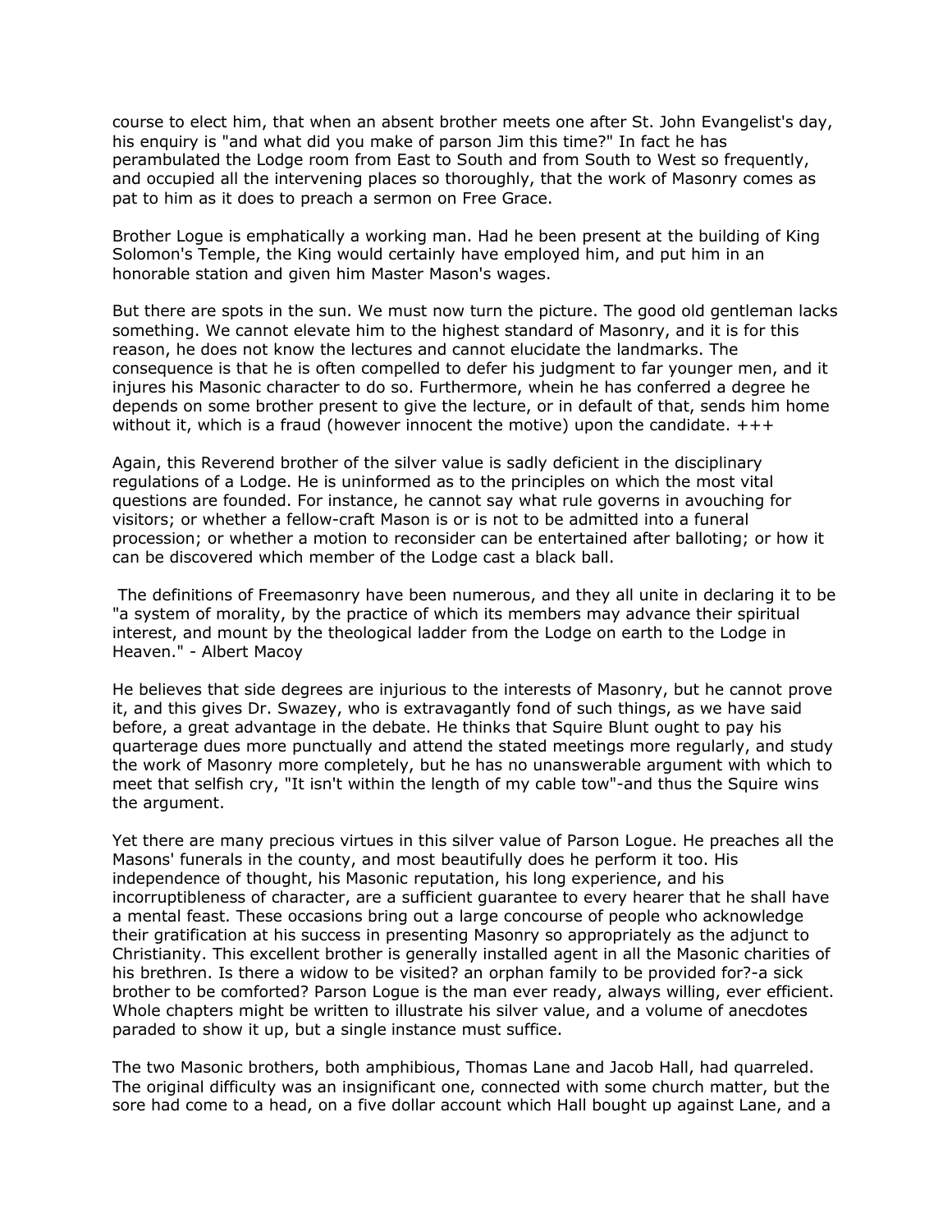course to elect him, that when an absent brother meets one after St. John Evangelist's day, his enquiry is "and what did you make of parson Jim this time?" In fact he has perambulated the Lodge room from East to South and from South to West so frequently, and occupied all the intervening places so thoroughly, that the work of Masonry comes as pat to him as it does to preach a sermon on Free Grace.

Brother Logue is emphatically a working man. Had he been present at the building of King Solomon's Temple, the King would certainly have employed him, and put him in an honorable station and given him Master Mason's wages.

But there are spots in the sun. We must now turn the picture. The good old gentleman lacks something. We cannot elevate him to the highest standard of Masonry, and it is for this reason, he does not know the lectures and cannot elucidate the landmarks. The consequence is that he is often compelled to defer his judgment to far younger men, and it injures his Masonic character to do so. Furthermore, whein he has conferred a degree he depends on some brother present to give the lecture, or in default of that, sends him home without it, which is a fraud (however innocent the motive) upon the candidate. +++

Again, this Reverend brother of the silver value is sadly deficient in the disciplinary regulations of a Lodge. He is uninformed as to the principles on which the most vital questions are founded. For instance, he cannot say what rule governs in avouching for visitors; or whether a fellow-craft Mason is or is not to be admitted into a funeral procession; or whether a motion to reconsider can be entertained after balloting; or how it can be discovered which member of the Lodge cast a black ball.

The definitions of Freemasonry have been numerous, and they all unite in declaring it to be "a system of morality, by the practice of which its members may advance their spiritual interest, and mount by the theological ladder from the Lodge on earth to the Lodge in Heaven." - Albert Macoy

He believes that side degrees are injurious to the interests of Masonry, but he cannot prove it, and this gives Dr. Swazey, who is extravagantly fond of such things, as we have said before, a great advantage in the debate. He thinks that Squire Blunt ought to pay his quarterage dues more punctually and attend the stated meetings more regularly, and study the work of Masonry more completely, but he has no unanswerable argument with which to meet that selfish cry, "It isn't within the length of my cable tow"-and thus the Squire wins the argument.

Yet there are many precious virtues in this silver value of Parson Logue. He preaches all the Masons' funerals in the county, and most beautifully does he perform it too. His independence of thought, his Masonic reputation, his long experience, and his incorruptibleness of character, are a sufficient guarantee to every hearer that he shall have a mental feast. These occasions bring out a large concourse of people who acknowledge their gratification at his success in presenting Masonry so appropriately as the adjunct to Christianity. This excellent brother is generally installed agent in all the Masonic charities of his brethren. Is there a widow to be visited? an orphan family to be provided for?-a sick brother to be comforted? Parson Logue is the man ever ready, always willing, ever efficient. Whole chapters might be written to illustrate his silver value, and a volume of anecdotes paraded to show it up, but a single instance must suffice.

The two Masonic brothers, both amphibious, Thomas Lane and Jacob Hall, had quarreled. The original difficulty was an insignificant one, connected with some church matter, but the sore had come to a head, on a five dollar account which Hall bought up against Lane, and a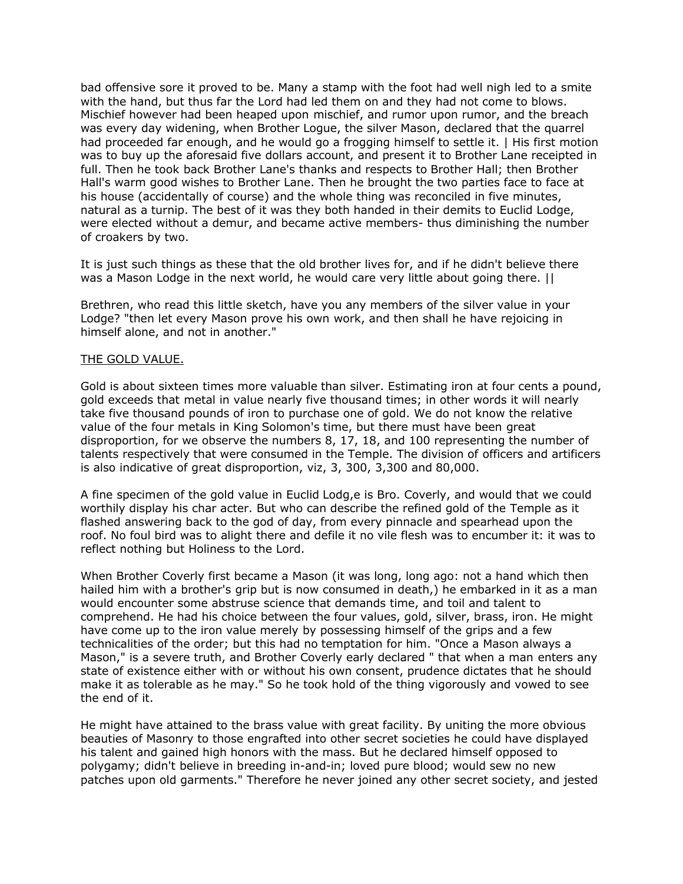bad offensive sore it proved to be. Many a stamp with the foot had well nigh led to a smite with the hand, but thus far the Lord had led them on and they had not come to blows. Mischief however had been heaped upon mischief, and rumor upon rumor, and the breach was every day widening, when Brother Logue, the silver Mason, declared that the quarrel had proceeded far enough, and he would go a frogging himself to settle it. | His first motion was to buy up the aforesaid five dollars account, and present it to Brother Lane receipted in full. Then he took back Brother Lane's thanks and respects to Brother Hall; then Brother Hall's warm good wishes to Brother Lane. Then he brought the two parties face to face at his house (accidentally of course) and the whole thing was reconciled in five minutes, natural as a turnip. The best of it was they both handed in their demits to Euclid Lodge, were elected without a demur, and became active members- thus diminishing the number of croakers by two.

It is just such things as these that the old brother lives for, and if he didn't believe there was a Mason Lodge in the next world, he would care very little about going there. ||

Brethren, who read this little sketch, have you any members of the silver value in your Lodge? "then let every Mason prove his own work, and then shall he have rejoicing in himself alone, and not in another."

## THE GOLD VALUE.

Gold is about sixteen times more valuable than silver. Estimating iron at four cents a pound, gold exceeds that metal in value nearly five thousand times; in other words it will nearly take five thousand pounds of iron to purchase one of gold. We do not know the relative value of the four metals in King Solomon's time, but there must have been great disproportion, for we observe the numbers 8, 17, 18, and 100 representing the number of talents respectively that were consumed in the Temple. The division of officers and artificers is also indicative of great disproportion, viz, 3, 300, 3,300 and 80,000.

A fine specimen of the gold value in Euclid Lodg,e is Bro. Coverly, and would that we could worthily display his char acter. But who can describe the refined gold of the Temple as it flashed answering back to the god of day, from every pinnacle and spearhead upon the roof. No foul bird was to alight there and defile it no vile flesh was to encumber it: it was to reflect nothing but Holiness to the Lord.

When Brother Coverly first became a Mason (it was long, long ago: not a hand which then hailed him with a brother's grip but is now consumed in death,) he embarked in it as a man would encounter some abstruse science that demands time, and toil and talent to comprehend. He had his choice between the four values, gold, silver, brass, iron. He might have come up to the iron value merely by possessing himself of the grips and a few technicalities of the order; but this had no temptation for him. "Once a Mason always a Mason," is a severe truth, and Brother Coverly early declared " that when a man enters any state of existence either with or without his own consent, prudence dictates that he should make it as tolerable as he may." So he took hold of the thing vigorously and vowed to see the end of it.

He might have attained to the brass value with great facility. By uniting the more obvious beauties of Masonry to those engrafted into other secret societies he could have displayed his talent and gained high honors with the mass. But he declared himself opposed to polygamy; didn't believe in breeding in-and-in; loved pure blood; would sew no new patches upon old garments." Therefore he never joined any other secret society, and jested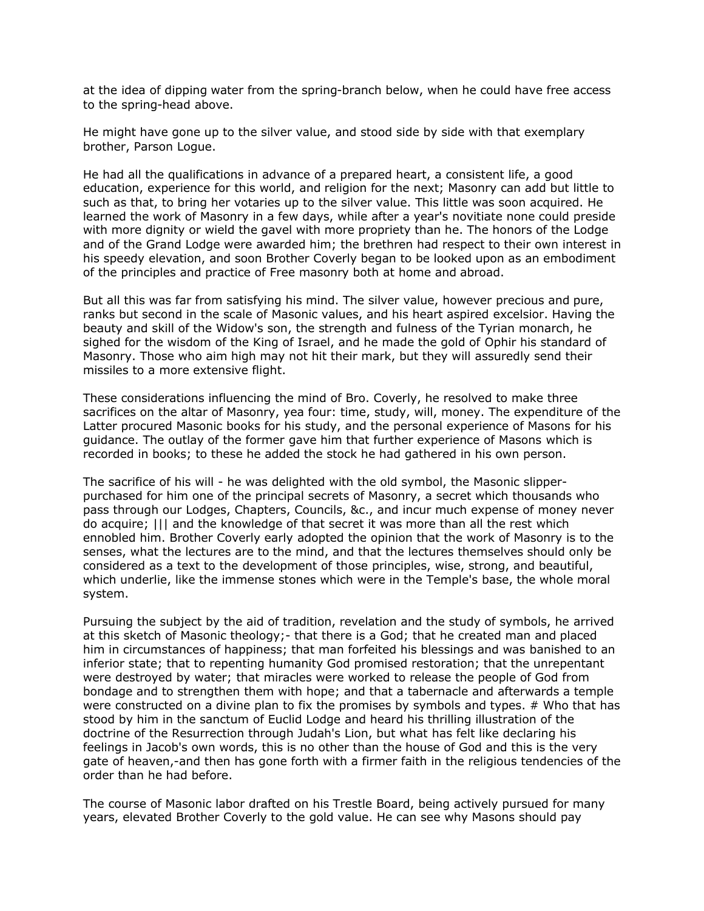at the idea of dipping water from the spring-branch below, when he could have free access to the spring-head above.

He might have gone up to the silver value, and stood side by side with that exemplary brother, Parson Logue.

He had all the qualifications in advance of a prepared heart, a consistent life, a good education, experience for this world, and religion for the next; Masonry can add but little to such as that, to bring her votaries up to the silver value. This little was soon acquired. He learned the work of Masonry in a few days, while after a year's novitiate none could preside with more dignity or wield the gavel with more propriety than he. The honors of the Lodge and of the Grand Lodge were awarded him; the brethren had respect to their own interest in his speedy elevation, and soon Brother Coverly began to be looked upon as an embodiment of the principles and practice of Free masonry both at home and abroad.

But all this was far from satisfying his mind. The silver value, however precious and pure, ranks but second in the scale of Masonic values, and his heart aspired excelsior. Having the beauty and skill of the Widow's son, the strength and fulness of the Tyrian monarch, he sighed for the wisdom of the King of Israel, and he made the gold of Ophir his standard of Masonry. Those who aim high may not hit their mark, but they will assuredly send their missiles to a more extensive flight.

These considerations influencing the mind of Bro. Coverly, he resolved to make three sacrifices on the altar of Masonry, yea four: time, study, will, money. The expenditure of the Latter procured Masonic books for his study, and the personal experience of Masons for his guidance. The outlay of the former gave him that further experience of Masons which is recorded in books; to these he added the stock he had gathered in his own person.

The sacrifice of his will - he was delighted with the old symbol, the Masonic slipper-purchased for him one of the principal secrets of Masonry, a secret which thousands who pass through our Lodges, Chapters, Councils, &c., and incur much expense of money never do acquire; ||| and the knowledge of that secret it was more than all the rest which ennobled him. Brother Coverly early adopted the opinion that the work of Masonry is to the senses, what the lectures are to the mind, and that the lectures themselves should only be considered as a text to the development of those principles, wise, strong, and beautiful, which underlie, like the immense stones which were in the Temple's base, the whole moral system.

Pursuing the subject by the aid of tradition, revelation and the study of symbols, he arrived at this sketch of Masonic theology;- that there is a God; that he created man and placed him in circumstances of happiness; that man forfeited his blessings and was banished to an inferior state; that to repenting humanity God promised restoration; that the unrepentant were destroyed by water; that miracles were worked to release the people of God from bondage and to strengthen them with hope; and that a tabernacle and afterwards a temple were constructed on a divine plan to fix the promises by symbols and types. # Who that has stood by him in the sanctum of Euclid Lodge and heard his thrilling illustration of the doctrine of the Resurrection through Judah's Lion, but what has felt like declaring his feelings in Jacob's own words, this is no other than the house of God and this is the very gate of heaven,-and then has gone forth with a firmer faith in the religious tendencies of the order than he had before.

The course of Masonic labor drafted on his Trestle Board, being actively pursued for many years, elevated Brother Coverly to the gold value. He can see why Masons should pay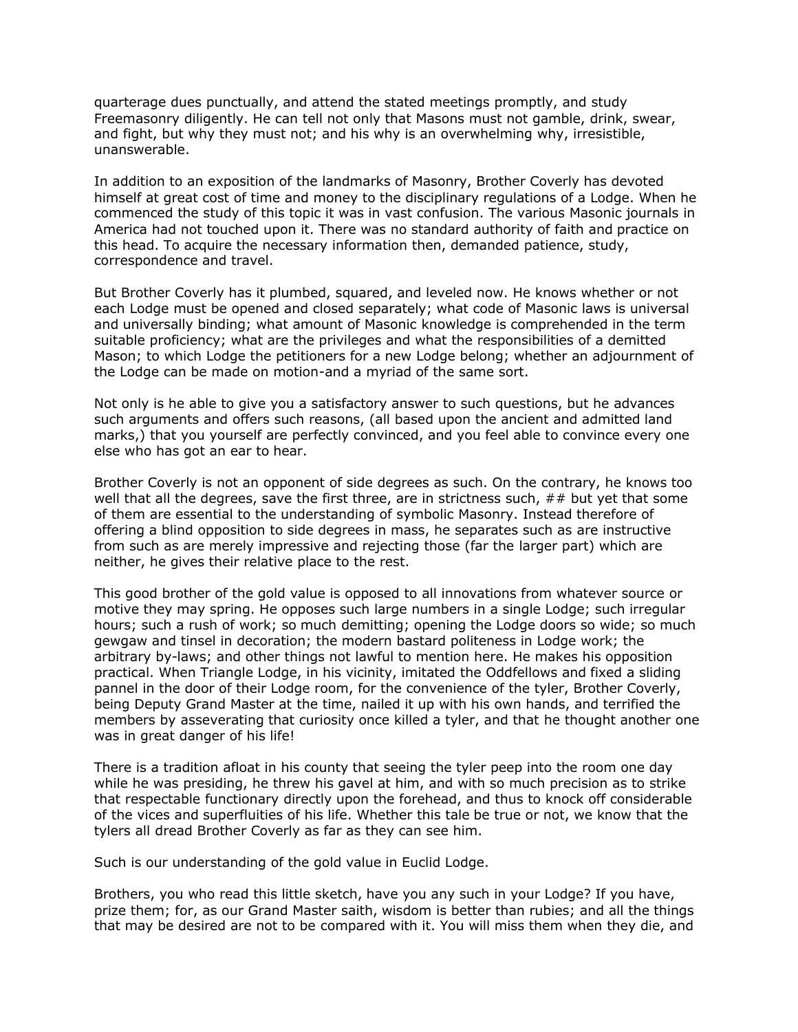quarterage dues punctually, and attend the stated meetings promptly, and study Freemasonry diligently. He can tell not only that Masons must not gamble, drink, swear, and fight, but why they must not; and his why is an overwhelming why, irresistible, unanswerable.

In addition to an exposition of the landmarks of Masonry, Brother Coverly has devoted himself at great cost of time and money to the disciplinary regulations of a Lodge. When he commenced the study of this topic it was in vast confusion. The various Masonic journals in America had not touched upon it. There was no standard authority of faith and practice on this head. To acquire the necessary information then, demanded patience, study, correspondence and travel.

But Brother Coverly has it plumbed, squared, and leveled now. He knows whether or not each Lodge must be opened and closed separately; what code of Masonic laws is universal and universally binding; what amount of Masonic knowledge is comprehended in the term suitable proficiency; what are the privileges and what the responsibilities of a demitted Mason; to which Lodge the petitioners for a new Lodge belong; whether an adjournment of the Lodge can be made on motion-and a myriad of the same sort.

Not only is he able to give you a satisfactory answer to such questions, but he advances such arguments and offers such reasons, (all based upon the ancient and admitted land marks,) that you yourself are perfectly convinced, and you feel able to convince every one else who has got an ear to hear.

Brother Coverly is not an opponent of side degrees as such. On the contrary, he knows too well that all the degrees, save the first three, are in strictness such, ## but yet that some of them are essential to the understanding of symbolic Masonry. Instead therefore of offering a blind opposition to side degrees in mass, he separates such as are instructive from such as are merely impressive and rejecting those (far the larger part) which are neither, he gives their relative place to the rest.

This good brother of the gold value is opposed to all innovations from whatever source or motive they may spring. He opposes such large numbers in a single Lodge; such irregular hours; such a rush of work; so much demitting; opening the Lodge doors so wide; so much gewgaw and tinsel in decoration; the modern bastard politeness in Lodge work; the arbitrary by-laws; and other things not lawful to mention here. He makes his opposition practical. When Triangle Lodge, in his vicinity, imitated the Oddfellows and fixed a sliding pannel in the door of their Lodge room, for the convenience of the tyler, Brother Coverly, being Deputy Grand Master at the time, nailed it up with his own hands, and terrified the members by asseverating that curiosity once killed a tyler, and that he thought another one was in great danger of his life!

There is a tradition afloat in his county that seeing the tyler peep into the room one day while he was presiding, he threw his gavel at him, and with so much precision as to strike that respectable functionary directly upon the forehead, and thus to knock off considerable of the vices and superfluities of his life. Whether this tale be true or not, we know that the tylers all dread Brother Coverly as far as they can see him.

Such is our understanding of the gold value in Euclid Lodge.

Brothers, you who read this little sketch, have you any such in your Lodge? If you have, prize them; for, as our Grand Master saith, wisdom is better than rubies; and all the things that may be desired are not to be compared with it. You will miss them when they die, and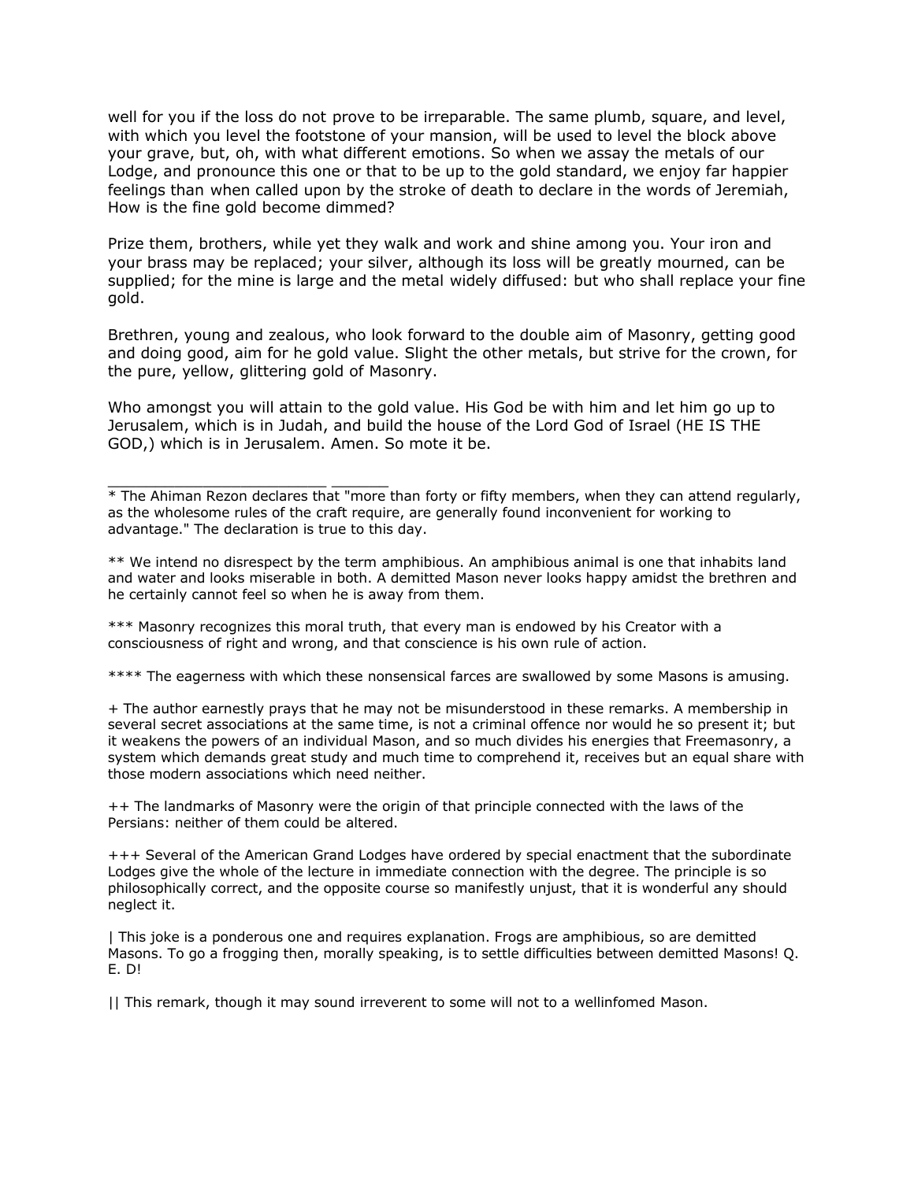well for you if the loss do not prove to be irreparable. The same plumb, square, and level, with which you level the footstone of your mansion, will be used to level the block above your grave, but, oh, with what different emotions. So when we assay the metals of our Lodge, and pronounce this one or that to be up to the gold standard, we enjoy far happier feelings than when called upon by the stroke of death to declare in the words of Jeremiah, How is the fine gold become dimmed?

Prize them, brothers, while yet they walk and work and shine among you. Your iron and your brass may be replaced; your silver, although its loss will be greatly mourned, can be supplied; for the mine is large and the metal widely diffused: but who shall replace your fine gold.

Brethren, young and zealous, who look forward to the double aim of Masonry, getting good and doing good, aim for he gold value. Slight the other metals, but strive for the crown, for the pure, yellow, glittering gold of Masonry.

Who amongst you will attain to the gold value. His God be with him and let him go up to Jerusalem, which is in Judah, and build the house of the Lord God of Israel (HE IS THE GOD,) which is in Jerusalem. Amen. So mote it be.

---

* The Ahiman Rezon declares that "more than forty or fifty members, when they can attend regularly, as the wholesome rules of the craft require, are generally found inconvenient for working to advantage." The declaration is true to this day.

** We intend no disrespect by the term amphibious. An amphibious animal is one that inhabits land and water and looks miserable in both. A demitted Mason never looks happy amidst the brethren and he certainly cannot feel so when he is away from them.

*** Masonry recognizes this moral truth, that every man is endowed by his Creator with a consciousness of right and wrong, and that conscience is his own rule of action.

**** The eagerness with which these nonsensical farces are swallowed by some Masons is amusing.

+ The author earnestly prays that he may not be misunderstood in these remarks. A membership in several secret associations at the same time, is not a criminal offence nor would he so present it; but it weakens the powers of an individual Mason, and so much divides his energies that Freemasonry, a system which demands great study and much time to comprehend it, receives but an equal share with those modern associations which need neither.

++ The landmarks of Masonry were the origin of that principle connected with the laws of the Persians: neither of them could be altered.

+++ Several of the American Grand Lodges have ordered by special enactment that the subordinate Lodges give the whole of the lecture in immediate connection with the degree. The principle is so philosophically correct, and the opposite course so manifestly unjust, that it is wonderful any should neglect it.

| This joke is a ponderous one and requires explanation. Frogs are amphibious, so are demitted Masons. To go a frogging then, morally speaking, is to settle difficulties between demitted Masons! Q. E. D!

|| This remark, though it may sound irreverent to some will not to a wellinfomed Mason.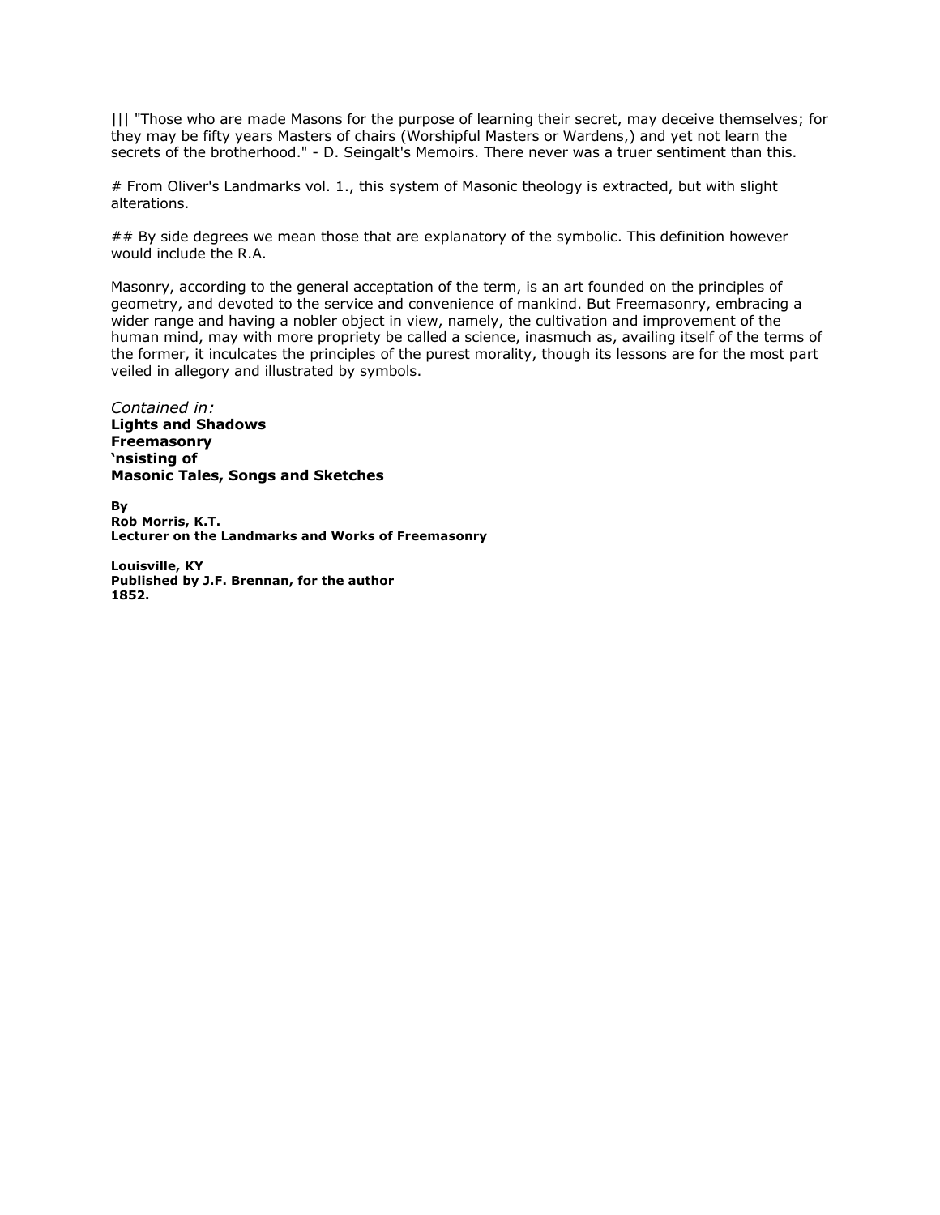||| "Those who are made Masons for the purpose of learning their secret, may deceive themselves; for they may be fifty years Masters of chairs (Worshipful Masters or Wardens,) and yet not learn the secrets of the brotherhood." - D. Seingalt's Memoirs. There never was a truer sentiment than this.

# From Oliver's Landmarks vol. 1., this system of Masonic theology is extracted, but with slight alterations.

## By side degrees we mean those that are explanatory of the symbolic. This definition however would include the R.A.

Masonry, according to the general acceptation of the term, is an art founded on the principles of geometry, and devoted to the service and convenience of mankind. But Freemasonry, embracing a wider range and having a nobler object in view, namely, the cultivation and improvement of the human mind, may with more propriety be called a science, inasmuch as, availing itself of the terms of the former, it inculcates the principles of the purest morality, though its lessons are for the most part veiled in allegory and illustrated by symbols.

*Contained in:*
**Lights and Shadows**
**Freemasonry**
**'nsisting of**
**Masonic Tales, Songs and Sketches**

**By**
**Rob Morris, K.T.**
**Lecturer on the Landmarks and Works of Freemasonry**

**Louisville, KY**
**Published by J.F. Brennan, for the author**
**1852.**